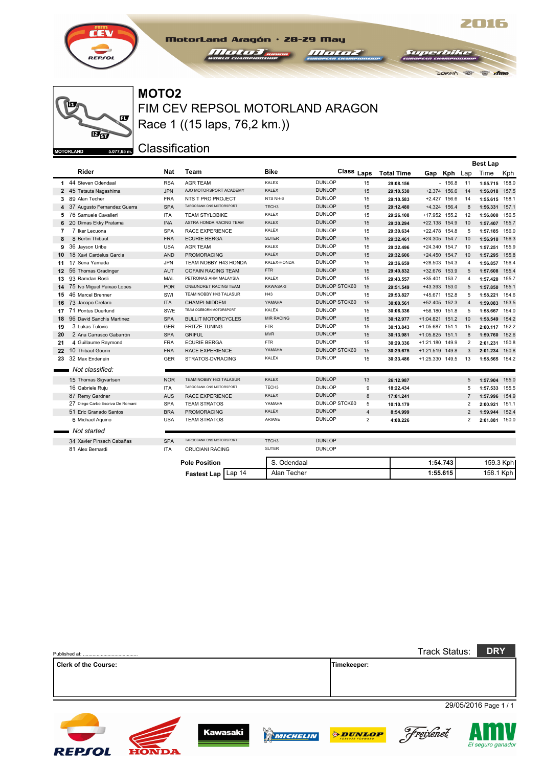2016

MotorLand Aragón · 28-29 May

MOTORLAND 5.077,65 m.

# MOTO2

## FIM CEV REPSOL MOTORLAND ARAGON

## Race 1 ((15 laps, 76,2 km.))

## Classification

| | Rider | Nat | Team | Bike | Class | Laps | Total Time | Gap | Kph | Best Lap Lap | Best Lap Time | Best Lap Kph |
|---|---|---|---|---|---|---|---|---|---|---|---|---|
| 1 | 44 Steven Odendaal | RSA | AGR TEAM | KALEX | DUNLOP | 15 | 29:08.156 | - | 156.8 | 11 | 1:55.715 | 158.0 |
| 2 | 45 Tetsuta Nagashima | JPN | AJO MOTORSPORT ACADEMY | KALEX | DUNLOP | 15 | 29:10.530 | +2.374 | 156.6 | 14 | 1:56.018 | 157.5 |
| 3 | 89 Alan Techer | FRA | NTS T PRO PROJECT | NTS NH-6 | DUNLOP | 15 | 29:10.583 | +2.427 | 156.6 | 14 | 1:55.615 | 158.1 |
| 4 | 37 Augusto Fernandez Guerra | SPA | TARGOBANK CNS MOTORSPORT | TECH3 | DUNLOP | 15 | 29:12.480 | +4.324 | 156.4 | 8 | 1:56.331 | 157.1 |
| 5 | 76 Samuele Cavalieri | ITA | TEAM STYLOBIKE | KALEX | DUNLOP | 15 | 29:26.108 | +17.952 | 155.2 | 12 | 1:56.800 | 156.5 |
| 6 | 20 Dimas Ekky Pratama | INA | ASTRA HONDA RACING TEAM | KALEX | DUNLOP | 15 | 29:30.294 | +22.138 | 154.9 | 10 | 1:57.407 | 155.7 |
| 7 | 7 Iker Lecuona | SPA | RACE EXPERIENCE | KALEX | DUNLOP | 15 | 29:30.634 | +22.478 | 154.8 | 5 | 1:57.185 | 156.0 |
| 8 | 8 Bertin Thibaut | FRA | ECURIE BERGA | SUTER | DUNLOP | 15 | 29:32.461 | +24.305 | 154.7 | 10 | 1:56.910 | 156.3 |
| 9 | 36 Jayson Uribe | USA | AGR TEAM | KALEX | DUNLOP | 15 | 29:32.496 | +24.340 | 154.7 | 10 | 1:57.251 | 155.9 |
| 10 | 18 Xavi Cardelus Garcia | AND | PROMORACING | KALEX | DUNLOP | 15 | 29:32.606 | +24.450 | 154.7 | 10 | 1:57.295 | 155.8 |
| 11 | 17 Sena Yamada | JPN | TEAM NOBBY H43 HONDA | KALEX-HONDA | DUNLOP | 15 | 29:36.659 | +28.503 | 154.3 | 4 | 1:56.857 | 156.4 |
| 12 | 56 Thomas Gradinger | AUT | COFAIN RACING TEAM | FTR | DUNLOP | 15 | 29:40.832 | +32.676 | 153.9 | 5 | 1:57.608 | 155.4 |
| 13 | 93 Ramdan Rosli | MAL | PETRONAS AHM MALAYSIA | KALEX | DUNLOP | 15 | 29:43.557 | +35.401 | 153.7 | 4 | 1:57.420 | 155.7 |
| 14 | 75 Ivo Miguel Paixao Lopes | POR | ONEUNDRET RACING TEAM | KAWASAKI | DUNLOP STCK60 | 15 | 29:51.549 | +43.393 | 153.0 | 5 | 1:57.850 | 155.1 |
| 15 | 46 Marcel Brenner | SWI | TEAM NOBBY H43 TALASUR | H43 | DUNLOP | 15 | 29:53.827 | +45.671 | 152.8 | 5 | 1:58.221 | 154.6 |
| 16 | 73 Jacopo Cretaro | ITA | CHAMPI-MIDDEM | YAMAHA | DUNLOP STCK60 | 15 | 30:00.561 | +52.405 | 152.3 | 4 | 1:59.083 | 153.5 |
| 17 | 71 Pontus Duerlund | SWE | TEAM OGEBORN MOTORSPORT | KALEX | DUNLOP | 15 | 30:06.336 | +58.180 | 151.8 | 5 | 1:58.667 | 154.0 |
| 18 | 96 David Sanchis Martinez | SPA | BULLIT MOTORCYCLES | MIR RACING | DUNLOP | 15 | 30:12.977 | +1:04.821 | 151.2 | 10 | 1:58.549 | 154.2 |
| 19 | 3 Lukas Tulovic | GER | FRITZE TUNING | FTR | DUNLOP | 15 | 30:13.843 | +1:05.687 | 151.1 | 15 | 2:00.117 | 152.2 |
| 20 | 2 Ana Carrasco Gabarrón | SPA | GRIFUL | MVR | DUNLOP | 15 | 30:13.981 | +1:05.825 | 151.1 | 8 | 1:59.760 | 152.6 |
| 21 | 4 Guillaume Raymond | FRA | ECURIE BERGA | FTR | DUNLOP | 15 | 30:29.336 | +1:21.180 | 149.9 | 2 | 2:01.231 | 150.8 |
| 22 | 10 Thibaut Gourin | FRA | RACE EXPERIENCE | YAMAHA | DUNLOP STCK60 | 15 | 30:29.675 | +1:21.519 | 149.8 | 3 | 2:01.234 | 150.8 |
| 23 | 32 Max Enderlein | GER | STRATOS-DVRACING | KALEX | DUNLOP | 15 | 30:33.486 | +1:25.330 | 149.5 | 13 | 1:58.565 | 154.2 |
| | *Not classified:* | | | | | | | | | | | |
| | 15 Thomas Sigvartsen | NOR | TEAM NOBBY H43 TALASUR | KALEX | DUNLOP | 13 | 26:12.987 | | | 5 | 1:57.904 | 155.0 |
| | 16 Gabriele Ruju | ITA | TARGOBANK CNS MOTORSPORT | TECH3 | DUNLOP | 9 | 18:22.434 | | | 5 | 1:57.533 | 155.5 |
| | 87 Remy Gardner | AUS | RACE EXPERIENCE | KALEX | DUNLOP | 8 | 17:01.241 | | | 7 | 1:57.996 | 154.9 |
| | 27 Diego Carbo Escriva De Romani | SPA | TEAM STRATOS | YAMAHA | DUNLOP STCK60 | 5 | 10:10.179 | | | 2 | 2:00.921 | 151.1 |
| | 51 Eric Granado Santos | BRA | PROMORACING | KALEX | DUNLOP | 4 | 8:54.999 | | | 2 | 1:59.944 | 152.4 |
| | 6 Michael Aquino | USA | TEAM STRATOS | ARIANE | DUNLOP | 2 | 4:08.226 | | | 2 | 2:01.881 | 150.0 |
| | *Not started* | | | | | | | | | | | |
| | 34 Xavier Pinsach Cabañas | SPA | TARGOBANK CNS MOTORSPORT | TECH3 | DUNLOP | | | | | | | |
| | 81 Alex Bernardi | ITA | CRUCIANI RACING | SUTER | DUNLOP | | | | | | | |

| | | | | |
|---|---|---|---|---|
| **Pole Position** | | S. Odendaal | 1:54.743 | 159.3 Kph |
| **Fastest Lap** | Lap 14 | Alan Techer | 1:55.615 | 158.1 Kph |

Published at: .......................................

Track Status: **DRY**

| **Clerk of the Course:** | **Timekeeper:** |
|---|---|
| | |

29/05/2016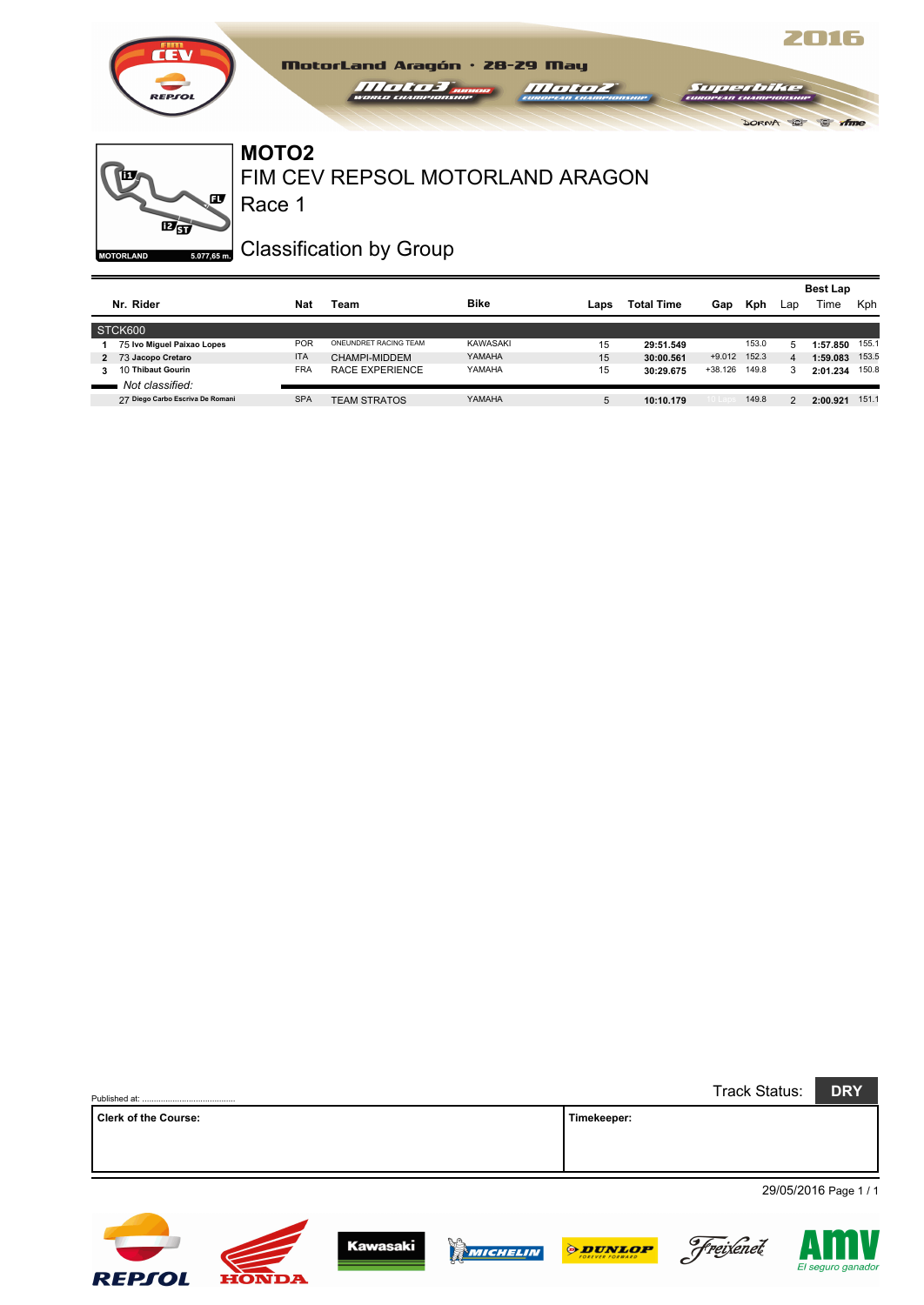# MOTO2

## FIM CEV REPSOL MOTORLAND ARAGON

## Race 1

## Classification by Group

MotorLand Aragón · 28-29 May 2016

MOTORLAND 5.077,65 m.

| | Nr. Rider | Nat | Team | Bike | Laps | Total Time | Gap | Kph | Best Lap Lap | Best Lap Time | Best Lap Kph |
|---|---|---|---|---|---|---|---|---|---|---|---|
| **STCK600** | | | | | | | | | | | |
| 1 | 75 Ivo Miguel Paixao Lopes | POR | ONEUNDRET RACING TEAM | KAWASAKI | 15 | 29:51.549 | | 153.0 | 5 | 1:57.850 | 155.1 |
| 2 | 73 Jacopo Cretaro | ITA | CHAMPI-MIDDEM | YAMAHA | 15 | 30:00.561 | +9.012 | 152.3 | 4 | 1:59.083 | 153.5 |
| 3 | 10 Thibaut Gourin | FRA | RACE EXPERIENCE | YAMAHA | 15 | 30:29.675 | +38.126 | 149.8 | 3 | 2:01.234 | 150.8 |
| *Not classified:* | | | | | | | | | | | |
| | 27 Diego Carbo Escriva De Romani | SPA | TEAM STRATOS | YAMAHA | 5 | 10:10.179 | 10 Laps | 149.8 | 2 | 2:00.921 | 151.1 |

Published at: ..........................................

Track Status: DRY

| Clerk of the Course: | Timekeeper: |
|---|---|
| | |

29/05/2016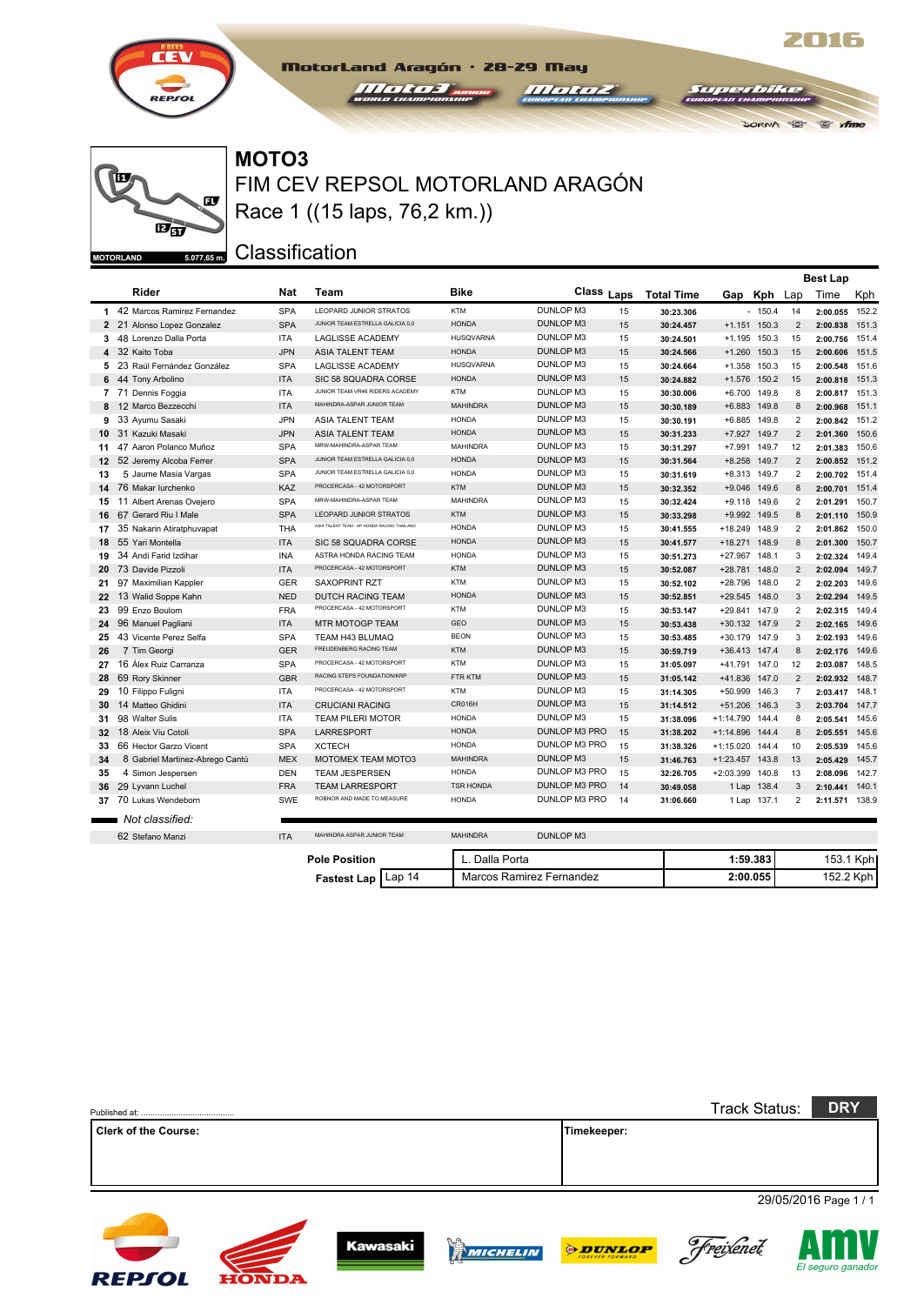2016

MotorLand Aragón · 28-29 May

# MOTO3

## FIM CEV REPSOL MOTORLAND ARAGÓN

## Race 1 ((15 laps, 76,2 km.))

MOTORLAND 5.077,65 m.

## Classification

| | Rider | Nat | Team | Bike | Class | Laps | Total Time | Gap | Kph | Best Lap Lap | Time | Kph |
|---|---|---|---|---|---|---|---|---|---|---|---|---|
| 1 | 42 Marcos Ramirez Fernandez | SPA | LEOPARD JUNIOR STRATOS | KTM | DUNLOP M3 | 15 | 30:23.306 | - | 150.4 | 14 | 2:00.055 | 152.2 |
| 2 | 21 Alonso Lopez Gonzalez | SPA | JUNIOR TEAM ESTRELLA GALICIA 0,0 | HONDA | DUNLOP M3 | 15 | 30:24.457 | +1.151 | 150.3 | 2 | 2:00.838 | 151.3 |
| 3 | 48 Lorenzo Dalla Porta | ITA | LAGLISSE ACADEMY | HUSQVARNA | DUNLOP M3 | 15 | 30:24.501 | +1.195 | 150.3 | 15 | 2:00.756 | 151.4 |
| 4 | 32 Kaito Toba | JPN | ASIA TALENT TEAM | HONDA | DUNLOP M3 | 15 | 30:24.566 | +1.260 | 150.3 | 15 | 2:00.606 | 151.5 |
| 5 | 23 Raúl Fernández González | SPA | LAGLISSE ACADEMY | HUSQVARNA | DUNLOP M3 | 15 | 30:24.664 | +1.358 | 150.3 | 15 | 2:00.548 | 151.6 |
| 6 | 44 Tony Arbolino | ITA | SIC 58 SQUADRA CORSE | HONDA | DUNLOP M3 | 15 | 30:24.882 | +1.576 | 150.2 | 15 | 2:00.818 | 151.3 |
| 7 | 71 Dennis Foggia | ITA | JUNIOR TEAM VR46 RIDERS ACADEMY | KTM | DUNLOP M3 | 15 | 30:30.006 | +6.700 | 149.8 | 8 | 2:00.817 | 151.3 |
| 8 | 12 Marco Bezzecchi | ITA | MAHINDRA-ASPAR JUNIOR TEAM | MAHINDRA | DUNLOP M3 | 15 | 30:30.189 | +6.883 | 149.8 | 8 | 2:00.968 | 151.1 |
| 9 | 33 Ayumu Sasaki | JPN | ASIA TALENT TEAM | HONDA | DUNLOP M3 | 15 | 30:30.191 | +6.885 | 149.8 | 2 | 2:00.842 | 151.2 |
| 10 | 31 Kazuki Masaki | JPN | ASIA TALENT TEAM | HONDA | DUNLOP M3 | 15 | 30:31.233 | +7.927 | 149.7 | 2 | 2:01.360 | 150.6 |
| 11 | 47 Aaron Polanco Muñoz | SPA | MRW-MAHINDRA-ASPAR TEAM | MAHINDRA | DUNLOP M3 | 15 | 30:31.297 | +7.991 | 149.7 | 12 | 2:01.383 | 150.6 |
| 12 | 52 Jeremy Alcoba Ferrer | SPA | JUNIOR TEAM ESTRELLA GALICIA 0,0 | HONDA | DUNLOP M3 | 15 | 30:31.564 | +8.258 | 149.7 | 2 | 2:00.852 | 151.2 |
| 13 | 5 Jaume Masia Vargas | SPA | JUNIOR TEAM ESTRELLA GALICIA 0,0 | HONDA | DUNLOP M3 | 15 | 30:31.619 | +8.313 | 149.7 | 2 | 2:00.702 | 151.4 |
| 14 | 76 Makar Iurchenko | KAZ | PROCERCASA - 42 MOTORSPORT | KTM | DUNLOP M3 | 15 | 30:32.352 | +9.046 | 149.6 | 8 | 2:00.701 | 151.4 |
| 15 | 11 Albert Arenas Ovejero | SPA | MRW-MAHINDRA-ASPAR TEAM | MAHINDRA | DUNLOP M3 | 15 | 30:32.424 | +9.118 | 149.6 | 2 | 2:01.291 | 150.7 |
| 16 | 67 Gerard Riu I Male | SPA | LEOPARD JUNIOR STRATOS | KTM | DUNLOP M3 | 15 | 30:33.298 | +9.992 | 149.5 | 8 | 2:01.110 | 150.9 |
| 17 | 35 Nakarin Atiratphuvapat | THA | ASIA TALENT TEAM - AP HONDA RACING THAILAND | HONDA | DUNLOP M3 | 15 | 30:41.555 | +18.249 | 148.9 | 2 | 2:01.862 | 150.0 |
| 18 | 55 Yari Montella | ITA | SIC 58 SQUADRA CORSE | HONDA | DUNLOP M3 | 15 | 30:41.577 | +18.271 | 148.9 | 8 | 2:01.300 | 150.7 |
| 19 | 34 Andi Farid Izdihar | INA | ASTRA HONDA RACING TEAM | HONDA | DUNLOP M3 | 15 | 30:51.273 | +27.967 | 148.1 | 3 | 2:02.324 | 149.4 |
| 20 | 73 Davide Pizzoli | ITA | PROCERCASA - 42 MOTORSPORT | KTM | DUNLOP M3 | 15 | 30:52.087 | +28.781 | 148.0 | 2 | 2:02.094 | 149.7 |
| 21 | 97 Maximilian Kappler | GER | SAXOPRINT RZT | KTM | DUNLOP M3 | 15 | 30:52.102 | +28.796 | 148.0 | 2 | 2:02.203 | 149.6 |
| 22 | 13 Walid Soppe Kahn | NED | DUTCH RACING TEAM | HONDA | DUNLOP M3 | 15 | 30:52.851 | +29.545 | 148.0 | 3 | 2:02.294 | 149.5 |
| 23 | 99 Enzo Boulom | FRA | PROCERCASA - 42 MOTORSPORT | KTM | DUNLOP M3 | 15 | 30:53.147 | +29.841 | 147.9 | 2 | 2:02.315 | 149.4 |
| 24 | 96 Manuel Pagliani | ITA | MTR MOTOGP TEAM | GEO | DUNLOP M3 | 15 | 30:53.438 | +30.132 | 147.9 | 2 | 2:02.165 | 149.6 |
| 25 | 43 Vicente Perez Selfa | SPA | TEAM H43 BLUMAQ | BEON | DUNLOP M3 | 15 | 30:53.485 | +30.179 | 147.9 | 3 | 2:02.193 | 149.6 |
| 26 | 7 Tim Georgi | GER | FREUDENBERG RACING TEAM | KTM | DUNLOP M3 | 15 | 30:59.719 | +36.413 | 147.4 | 8 | 2:02.176 | 149.6 |
| 27 | 16 Álex Ruiz Carranza | SPA | PROCERCASA - 42 MOTORSPORT | KTM | DUNLOP M3 | 15 | 31:05.097 | +41.791 | 147.0 | 12 | 2:03.087 | 148.5 |
| 28 | 69 Rory Skinner | GBR | RACING STEPS FOUNDATION/KRP | FTR KTM | DUNLOP M3 | 15 | 31:05.142 | +41.836 | 147.0 | 2 | 2:02.932 | 148.7 |
| 29 | 10 Filippo Fuligni | ITA | PROCERCASA - 42 MOTORSPORT | KTM | DUNLOP M3 | 15 | 31:14.305 | +50.999 | 146.3 | 2 | 2:03.417 | 148.1 |
| 30 | 14 Matteo Ghidini | ITA | CRUCIANI RACING | CR016H | DUNLOP M3 | 15 | 31:14.512 | +51.206 | 146.3 | 3 | 2:03.704 | 147.7 |
| 31 | 98 Walter Sulis | ITA | TEAM PILERI MOTOR | HONDA | DUNLOP M3 | 15 | 31:38.096 | +1:14.790 | 144.4 | 8 | 2:05.541 | 145.6 |
| 32 | 18 Aleix Viu Cotoli | SPA | LARRESPORT | HONDA | DUNLOP M3 PRO | 15 | 31:38.202 | +1:14.896 | 144.4 | 8 | 2:05.551 | 145.6 |
| 33 | 66 Hector Garzo Vicent | SPA | XCTECH | HONDA | DUNLOP M3 PRO | 15 | 31:38.326 | +1:15.020 | 144.4 | 10 | 2:05.539 | 145.6 |
| 34 | 8 Gabriel Martinez-Abrego Cantú | MEX | MOTOMEX TEAM MOTO3 | MAHINDRA | DUNLOP M3 | 15 | 31:46.763 | +1:23.457 | 143.8 | 13 | 2:05.429 | 145.7 |
| 35 | 4 Simon Jespersen | DEN | TEAM JESPERSEN | HONDA | DUNLOP M3 PRO | 15 | 32:26.705 | +2:03.399 | 140.8 | 13 | 2:08.096 | 142.7 |
| 36 | 29 Lyvann Luchel | FRA | TEAM LARRESPORT | TSR HONDA | DUNLOP M3 PRO | 14 | 30:49.058 | 1 Lap | 138.4 | 3 | 2:10.441 | 140.1 |
| 37 | 70 Lukas Wendeborn | SWE | ROBNOR AND MADE TO MEASURE | HONDA | DUNLOP M3 PRO | 14 | 31:06.660 | 1 Lap | 137.1 | 2 | 2:11.571 | 138.9 |

*Not classified:*

| | Rider | Nat | Team | Bike | Class |
|---|---|---|---|---|---|
| | 62 Stefano Manzi | ITA | MAHINDRA ASPAR JUNIOR TEAM | MAHINDRA | DUNLOP M3 |

| | | | | |
|---|---|---|---|---|
| **Pole Position** | | L. Dalla Porta | 1:59.383 | 153.1 Kph |
| **Fastest Lap** | Lap 14 | Marcos Ramirez Fernandez | 2:00.055 | 152.2 Kph |

Published at: ........................................

Track Status: **DRY**

**Clerk of the Course:**

**Timekeeper:**

29/05/2016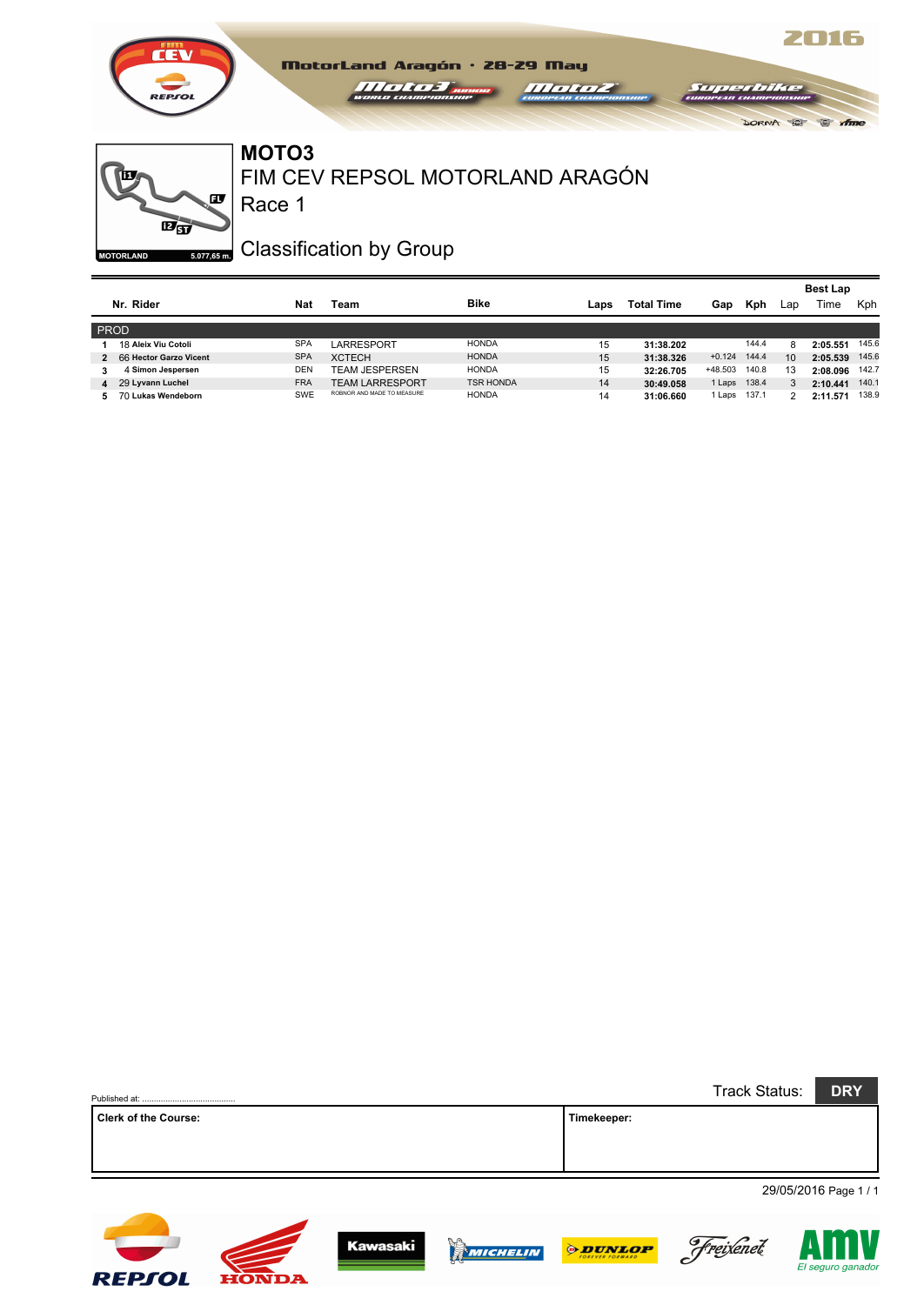MotorLand Aragón · 28-29 May

2016

MOTORLAND 5.077,65 m.

# MOTO3

## FIM CEV REPSOL MOTORLAND ARAGÓN

## Race 1

## Classification by Group

| Nr. | Rider | Nat | Team | Bike | Laps | Total Time | Gap | Kph | Best Lap Lap | Best Lap Time | Best Lap Kph |
|---|---|---|---|---|---|---|---|---|---|---|---|
| **PROD** | | | | | | | | | | | |
| 1 | 18 Aleix Viu Cotoli | SPA | LARRESPORT | HONDA | 15 | 31:38.202 | | 144.4 | 8 | 2:05.551 | 145.6 |
| 2 | 66 Hector Garzo Vicent | SPA | XCTECH | HONDA | 15 | 31:38.326 | +0.124 | 144.4 | 10 | 2:05.539 | 145.6 |
| 3 | 4 Simon Jespersen | DEN | TEAM JESPERSEN | HONDA | 15 | 32:26.705 | +48.503 | 140.8 | 13 | 2:08.096 | 142.7 |
| 4 | 29 Lyvann Luchel | FRA | TEAM LARRESPORT | TSR HONDA | 14 | 30:49.058 | 1 Laps | 138.4 | 3 | 2:10.441 | 140.1 |
| 5 | 70 Lukas Wendeborn | SWE | ROBNOR AND MADE TO MEASURE | HONDA | 14 | 31:06.660 | 1 Laps | 137.1 | 2 | 2:11.571 | 138.9 |

Published at: ..........................................

Track Status: **DRY**

| Clerk of the Course: | Timekeeper: |
|---|---|
| | |

29/05/2016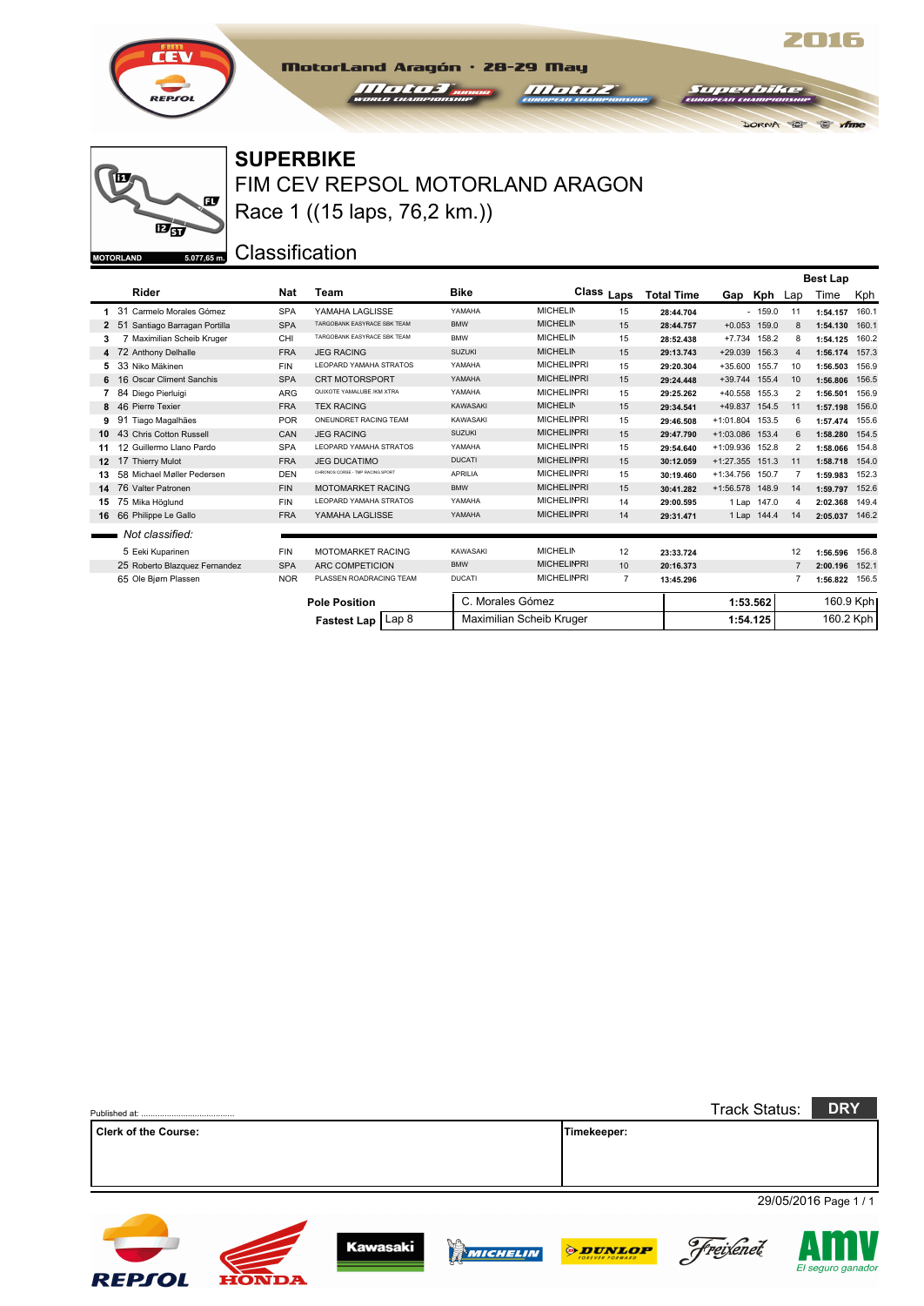# SUPERBIKE

## FIM CEV REPSOL MOTORLAND ARAGON

## Race 1 ((15 laps, 76,2 km.))

MotorLand Aragón · 28-29 May 2016

MOTORLAND 5.077,65 m.

## Classification

| | Rider | Nat | Team | Bike | Class | Laps | Total Time | Gap | Kph | Best Lap Lap | Best Lap Time | Best Lap Kph |
|---|---|---|---|---|---|---|---|---|---|---|---|---|
| 1 | 31 Carmelo Morales Gómez | SPA | YAMAHA LAGLISSE | YAMAHA | MICHELIN | 15 | 28:44.704 | - | 159.0 | 11 | 1:54.157 | 160.1 |
| 2 | 51 Santiago Barragan Portilla | SPA | TARGOBANK EASYRACE SBK TEAM | BMW | MICHELIN | 15 | 28:44.757 | +0.053 | 159.0 | 8 | 1:54.130 | 160.1 |
| 3 | 7 Maximilian Scheib Kruger | CHI | TARGOBANK EASYRACE SBK TEAM | BMW | MICHELIN | 15 | 28:52.438 | +7.734 | 158.2 | 8 | 1:54.125 | 160.2 |
| 4 | 72 Anthony Delhalle | FRA | JEG RACING | SUZUKI | MICHELIN | 15 | 29:13.743 | +29.039 | 156.3 | 4 | 1:56.174 | 157.3 |
| 5 | 33 Niko Mäkinen | FIN | LEOPARD YAMAHA STRATOS | YAMAHA | MICHELINPRI | 15 | 29:20.304 | +35.600 | 155.7 | 10 | 1:56.503 | 156.9 |
| 6 | 16 Oscar Climent Sanchis | SPA | CRT MOTORSPORT | YAMAHA | MICHELINPRI | 15 | 29:24.448 | +39.744 | 155.4 | 10 | 1:56.806 | 156.5 |
| 7 | 84 Diego Pierluigi | ARG | QUIXOTE YAMALUBE /KM XTRA | YAMAHA | MICHELINPRI | 15 | 29:25.262 | +40.558 | 155.3 | 2 | 1:56.501 | 156.9 |
| 8 | 46 Pierre Texier | FRA | TEX RACING | KAWASAKI | MICHELIN | 15 | 29:34.541 | +49.837 | 154.5 | 11 | 1:57.198 | 156.0 |
| 9 | 91 Tiago Magalhães | POR | ONEUNDRET RACING TEAM | KAWASAKI | MICHELINPRI | 15 | 29:46.508 | +1:01.804 | 153.5 | 6 | 1:57.474 | 155.6 |
| 10 | 43 Chris Cotton Russell | CAN | JEG RACING | SUZUKI | MICHELINPRI | 15 | 29:47.790 | +1:03.086 | 153.4 | 6 | 1:58.280 | 154.5 |
| 11 | 12 Guillermo Llano Pardo | SPA | LEOPARD YAMAHA STRATOS | YAMAHA | MICHELINPRI | 15 | 29:54.640 | +1:09.936 | 152.8 | 2 | 1:58.066 | 154.8 |
| 12 | 17 Thierry Mulot | FRA | JEG DUCATIMO | DUCATI | MICHELINPRI | 15 | 30:12.059 | +1:27.355 | 151.3 | 11 | 1:58.718 | 154.0 |
| 13 | 58 Michael Møller Pedersen | DEN | CHRONOS CORSE - TMP RACING SPORT | APRILIA | MICHELINPRI | 15 | 30:19.460 | +1:34.756 | 150.7 | 7 | 1:59.983 | 152.3 |
| 14 | 76 Valter Patronen | FIN | MOTOMARKET RACING | BMW | MICHELINPRI | 15 | 30:41.282 | +1:56.578 | 148.9 | 14 | 1:59.797 | 152.6 |
| 15 | 75 Mika Höglund | FIN | LEOPARD YAMAHA STRATOS | YAMAHA | MICHELINPRI | 14 | 29:00.595 | 1 Lap | 147.0 | 4 | 2:02.368 | 149.4 |
| 16 | 66 Philippe Le Gallo | FRA | YAMAHA LAGLISSE | YAMAHA | MICHELINPRI | 14 | 29:31.471 | 1 Lap | 144.4 | 14 | 2:05.037 | 146.2 |

*Not classified:*

| | Rider | Nat | Team | Bike | Class | Laps | Total Time | Gap | Kph | Best Lap Lap | Best Lap Time | Best Lap Kph |
|---|---|---|---|---|---|---|---|---|---|---|---|---|
| | 5 Eeki Kuparinen | FIN | MOTOMARKET RACING | KAWASAKI | MICHELIN | 12 | 23:33.724 | | | 12 | 1:56.596 | 156.8 |
| | 25 Roberto Blazquez Fernandez | SPA | ARC COMPETICION | BMW | MICHELINPRI | 10 | 20:16.373 | | | 7 | 2:00.196 | 152.1 |
| | 65 Ole Bjørn Plassen | NOR | PLASSEN ROADRACING TEAM | DUCATI | MICHELINPRI | 7 | 13:45.296 | | | 7 | 1:56.822 | 156.5 |

| | | | | |
|---|---|---|---|---|
| Pole Position | | C. Morales Gómez | 1:53.562 | 160.9 Kph |
| Fastest Lap | Lap 8 | Maximilian Scheib Kruger | 1:54.125 | 160.2 Kph |

Published at: ........................................

Track Status: **DRY**

| Clerk of the Course: | Timekeeper: |
|---|---|
| | |

29/05/2016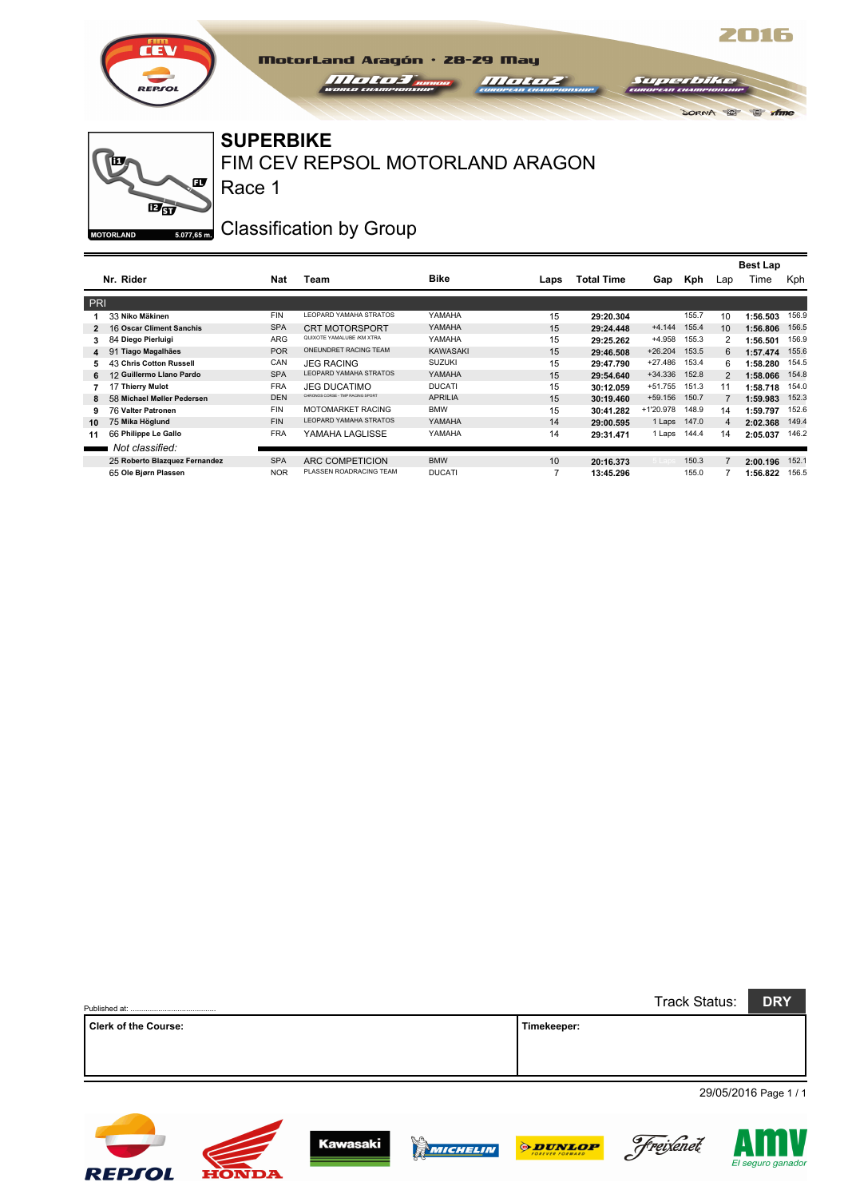MotorLand Aragón · 28-29 May

## SUPERBIKE

## FIM CEV REPSOL MOTORLAND ARAGON

## Race 1

MOTORLAND 5.077,65 m.

## Classification by Group

| | Nr. | Rider | Nat | Team | Bike | Laps | Total Time | Gap | Kph | Best Lap Lap | Best Lap Time | Best Lap Kph |
|---|---|---|---|---|---|---|---|---|---|---|---|---|
| **PRI** | | | | | | | | | | | | |
| 1 | 33 | Niko Mäkinen | FIN | LEOPARD YAMAHA STRATOS | YAMAHA | 15 | 29:20.304 | | 155.7 | 10 | 1:56.503 | 156.9 |
| 2 | 16 | Oscar Climent Sanchis | SPA | CRT MOTORSPORT | YAMAHA | 15 | 29:24.448 | +4.144 | 155.4 | 10 | 1:56.806 | 156.5 |
| 3 | 84 | Diego Pierluigi | ARG | QUIXOTE YAMALUBE /KM XTRA | YAMAHA | 15 | 29:25.262 | +4.958 | 155.3 | 2 | 1:56.501 | 156.9 |
| 4 | 91 | Tiago Magalhães | POR | ONEUNDRET RACING TEAM | KAWASAKI | 15 | 29:46.508 | +26.204 | 153.5 | 6 | 1:57.474 | 155.6 |
| 5 | 43 | Chris Cotton Russell | CAN | JEG RACING | SUZUKI | 15 | 29:47.790 | +27.486 | 153.4 | 6 | 1:58.280 | 154.5 |
| 6 | 12 | Guillermo Llano Pardo | SPA | LEOPARD YAMAHA STRATOS | YAMAHA | 15 | 29:54.640 | +34.336 | 152.8 | 2 | 1:58.066 | 154.8 |
| 7 | 17 | Thierry Mulot | FRA | JEG DUCATIMO | DUCATI | 15 | 30:12.059 | +51.755 | 151.3 | 11 | 1:58.718 | 154.0 |
| 8 | 58 | Michael Møller Pedersen | DEN | CHRONOS CORSE - TMP RACING SPORT | APRILIA | 15 | 30:19.460 | +59.156 | 150.7 | 7 | 1:59.983 | 152.3 |
| 9 | 76 | Valter Patronen | FIN | MOTOMARKET RACING | BMW | 15 | 30:41.282 | +1'20.978 | 148.9 | 14 | 1:59.797 | 152.6 |
| 10 | 75 | Mika Höglund | FIN | LEOPARD YAMAHA STRATOS | YAMAHA | 14 | 29:00.595 | 1 Laps | 147.0 | 4 | 2:02.368 | 149.4 |
| 11 | 66 | Philippe Le Gallo | FRA | YAMAHA LAGLISSE | YAMAHA | 14 | 29:31.471 | 1 Laps | 144.4 | 14 | 2:05.037 | 146.2 |
| *Not classified:* | | | | | | | | | | | | |
| | 25 | Roberto Blazquez Fernandez | SPA | ARC COMPETICION | BMW | 10 | 20:16.373 | 5 Laps | 150.3 | 7 | 2:00.196 | 152.1 |
| | 65 | Ole Bjørn Plassen | NOR | PLASSEN ROADRACING TEAM | DUCATI | 7 | 13:45.296 | | 155.0 | 7 | 1:56.822 | 156.5 |

Published at: ........................................

Track Status: **DRY**

| Clerk of the Course: | Timekeeper: |
|---|---|
| | |

29/05/2016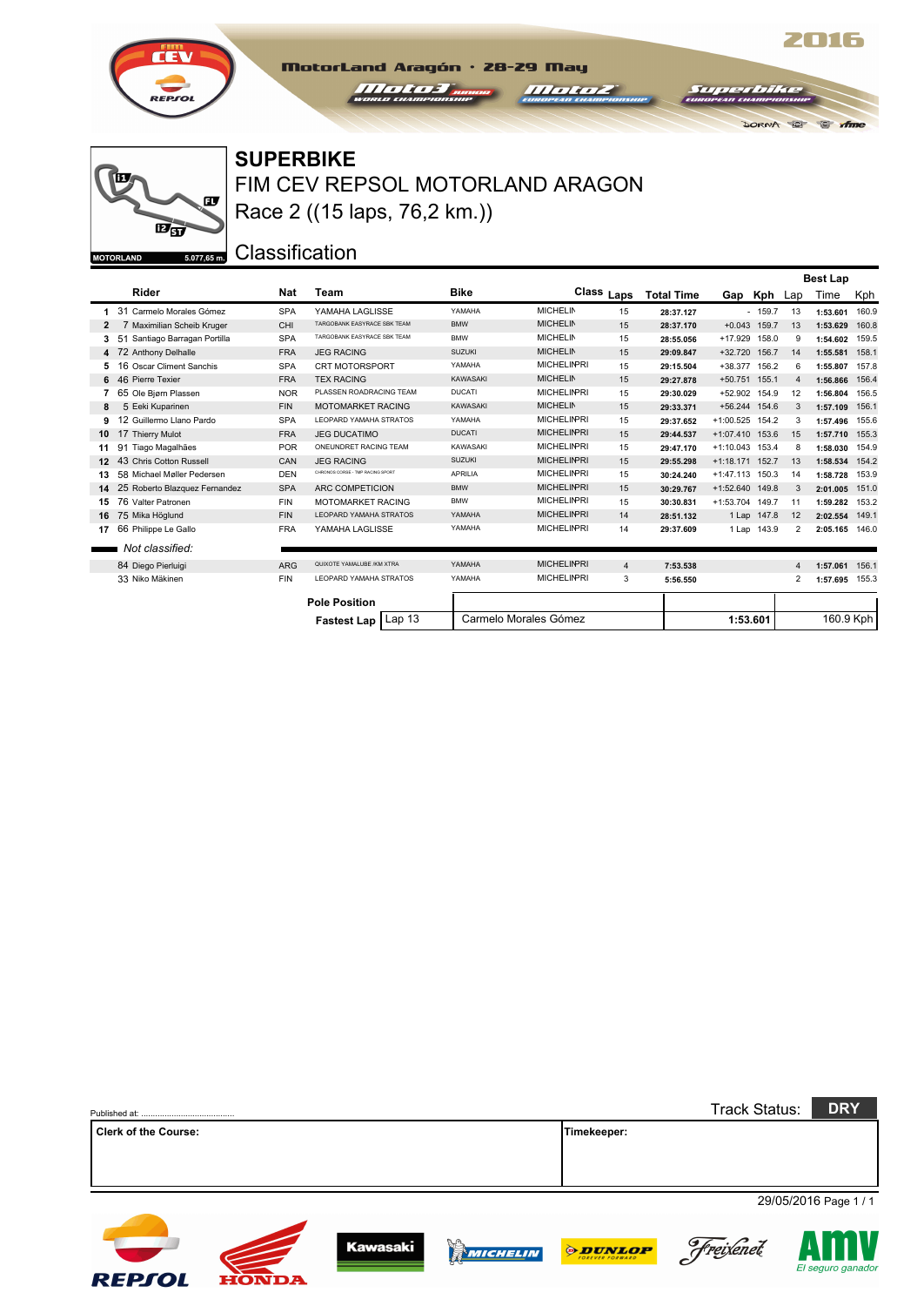# SUPERBIKE

## FIM CEV REPSOL MOTORLAND ARAGON

## Race 2 ((15 laps, 76,2 km.))

## Classification

MotorLand Aragón · 28-29 May 2016

MOTORLAND 5.077,65 m.

| | Rider | Nat | Team | Bike | | Class | Laps | Total Time | Gap | Kph | Best Lap Lap | Time | Kph |
|---|---|---|---|---|---|---|---|---|---|---|---|---|---|
| 1 | 31 Carmelo Morales Gómez | SPA | YAMAHA LAGLISSE | YAMAHA | MICHELIN | | 15 | 28:37.127 | - | 159.7 | 13 | 1:53.601 | 160.9 |
| 2 | 7 Maximilian Scheib Kruger | CHI | TARGOBANK EASYRACE SBK TEAM | BMW | MICHELIN | | 15 | 28:37.170 | +0.043 | 159.7 | 13 | 1:53.629 | 160.8 |
| 3 | 51 Santiago Barragan Portilla | SPA | TARGOBANK EASYRACE SBK TEAM | BMW | MICHELIN | | 15 | 28:55.056 | +17.929 | 158.0 | 9 | 1:54.602 | 159.5 |
| 4 | 72 Anthony Delhalle | FRA | JEG RACING | SUZUKI | MICHELIN | | 15 | 29:09.847 | +32.720 | 156.7 | 14 | 1:55.581 | 158.1 |
| 5 | 16 Oscar Climent Sanchis | SPA | CRT MOTORSPORT | YAMAHA | MICHELIN | PRI | 15 | 29:15.504 | +38.377 | 156.2 | 6 | 1:55.807 | 157.8 |
| 6 | 46 Pierre Texier | FRA | TEX RACING | KAWASAKI | MICHELIN | | 15 | 29:27.878 | +50.751 | 155.1 | 4 | 1:56.866 | 156.4 |
| 7 | 65 Ole Bjørn Plassen | NOR | PLASSEN ROADRACING TEAM | DUCATI | MICHELIN | PRI | 15 | 29:30.029 | +52.902 | 154.9 | 12 | 1:56.804 | 156.5 |
| 8 | 5 Eeki Kuparinen | FIN | MOTOMARKET RACING | KAWASAKI | MICHELIN | | 15 | 29:33.371 | +56.244 | 154.6 | 3 | 1:57.109 | 156.1 |
| 9 | 12 Guillermo Llano Pardo | SPA | LEOPARD YAMAHA STRATOS | YAMAHA | MICHELIN | PRI | 15 | 29:37.652 | +1:00.525 | 154.2 | 3 | 1:57.496 | 155.6 |
| 10 | 17 Thierry Mulot | FRA | JEG DUCATIMO | DUCATI | MICHELIN | PRI | 15 | 29:44.537 | +1:07.410 | 153.6 | 15 | 1:57.710 | 155.3 |
| 11 | 91 Tiago Magalhães | POR | ONEUNDRET RACING TEAM | KAWASAKI | MICHELIN | PRI | 15 | 29:47.170 | +1:10.043 | 153.4 | 8 | 1:58.030 | 154.9 |
| 12 | 43 Chris Cotton Russell | CAN | JEG RACING | SUZUKI | MICHELIN | PRI | 15 | 29:55.298 | +1:18.171 | 152.7 | 13 | 1:58.534 | 154.2 |
| 13 | 58 Michael Møller Pedersen | DEN | CHRONOS CORSE - TMP RACING SPORT | APRILIA | MICHELIN | PRI | 15 | 30:24.240 | +1:47.113 | 150.3 | 14 | 1:58.728 | 153.9 |
| 14 | 25 Roberto Blazquez Fernandez | SPA | ARC COMPETICION | BMW | MICHELIN | PRI | 15 | 30:29.767 | +1:52.640 | 149.8 | 3 | 2:01.005 | 151.0 |
| 15 | 76 Valter Patronen | FIN | MOTOMARKET RACING | BMW | MICHELIN | PRI | 15 | 30:30.831 | +1:53.704 | 149.7 | 11 | 1:59.282 | 153.2 |
| 16 | 75 Mika Höglund | FIN | LEOPARD YAMAHA STRATOS | YAMAHA | MICHELIN | PRI | 14 | 28:51.132 | 1 Lap | 147.8 | 12 | 2:02.554 | 149.1 |
| 17 | 66 Philippe Le Gallo | FRA | YAMAHA LAGLISSE | YAMAHA | MICHELIN | PRI | 14 | 29:37.609 | 1 Lap | 143.9 | 2 | 2:05.165 | 146.0 |
| | *Not classified:* | | | | | | | | | | | | |
| | 84 Diego Pierluigi | ARG | QUIXOTE YAMALUBE IKM XTRA | YAMAHA | MICHELIN | PRI | 4 | 7:53.538 | | | 4 | 1:57.061 | 156.1 |
| | 33 Niko Mäkinen | FIN | LEOPARD YAMAHA STRATOS | YAMAHA | MICHELIN | PRI | 3 | 5:56.550 | | | 2 | 1:57.695 | 155.3 |

| | | | | |
|---|---|---|---|---|
| **Pole Position** | | | | |
| **Fastest Lap** | Lap 13 | Carmelo Morales Gómez | 1:53.601 | 160.9 Kph |

Published at: ..........................................

Track Status: **DRY**

**Clerk of the Course:**

**Timekeeper:**

29/05/2016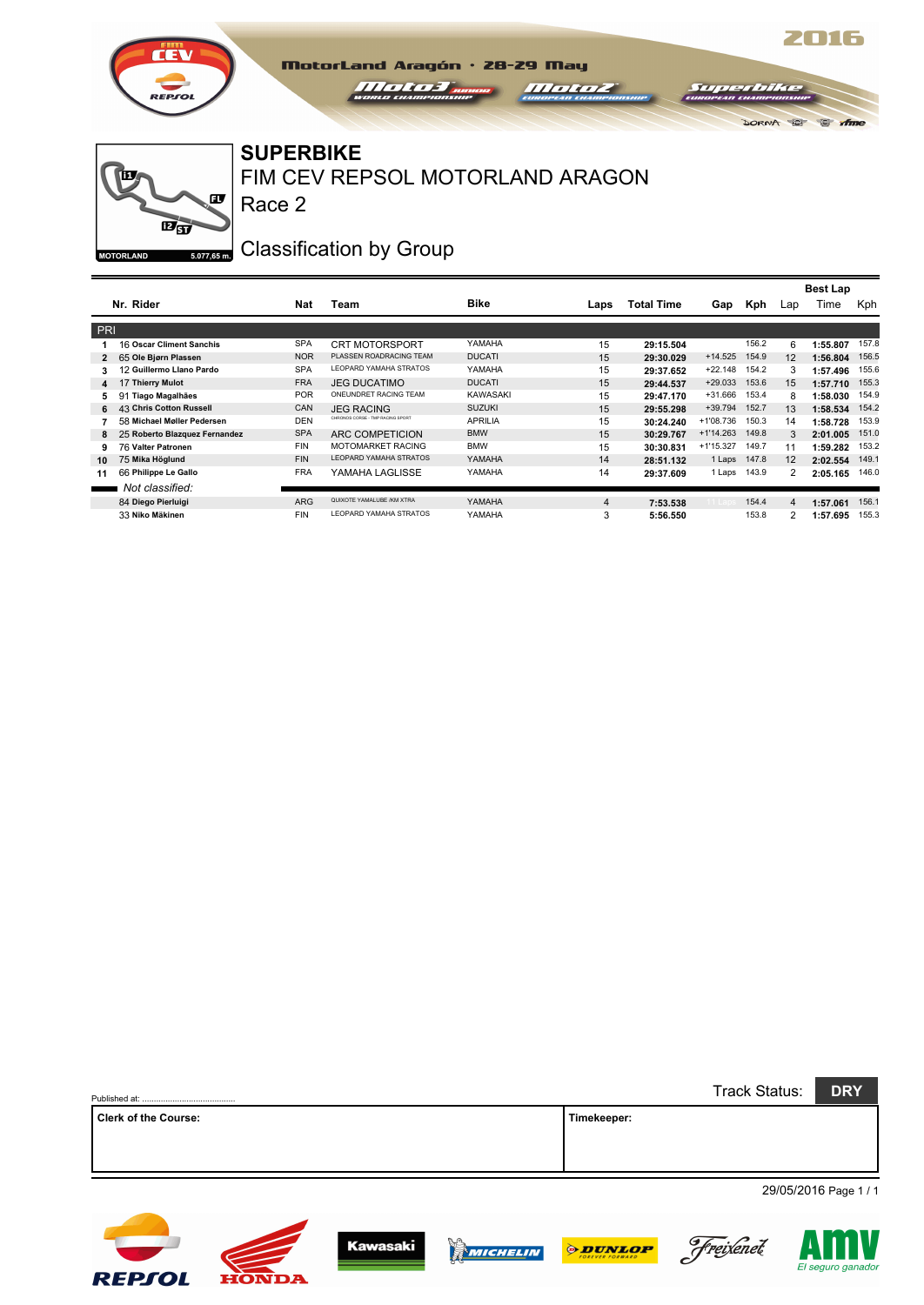MotorLand Aragón · 28-29 May

2016

# SUPERBIKE

## FIM CEV REPSOL MOTORLAND ARAGON

## Race 2

MOTORLAND 5.077,65 m.

## Classification by Group

| | Nr. | Rider | Nat | Team | Bike | Laps | Total Time | Gap | Kph | Best Lap Lap | Best Lap Time | Best Lap Kph |
|---|---|---|---|---|---|---|---|---|---|---|---|---|
| **PRI** | | | | | | | | | | | | |
| 1 | 16 | Oscar Climent Sanchis | SPA | CRT MOTORSPORT | YAMAHA | 15 | 29:15.504 | | 156.2 | 6 | 1:55.807 | 157.8 |
| 2 | 65 | Ole Bjørn Plassen | NOR | PLASSEN ROADRACING TEAM | DUCATI | 15 | 29:30.029 | +14.525 | 154.9 | 12 | 1:56.804 | 156.5 |
| 3 | 12 | Guillermo Llano Pardo | SPA | LEOPARD YAMAHA STRATOS | YAMAHA | 15 | 29:37.652 | +22.148 | 154.2 | 3 | 1:57.496 | 155.6 |
| 4 | 17 | Thierry Mulot | FRA | JEG DUCATIMO | DUCATI | 15 | 29:44.537 | +29.033 | 153.6 | 15 | 1:57.710 | 155.3 |
| 5 | 91 | Tiago Magalhães | POR | ONEUNDRET RACING TEAM | KAWASAKI | 15 | 29:47.170 | +31.666 | 153.4 | 8 | 1:58.030 | 154.9 |
| 6 | 43 | Chris Cotton Russell | CAN | JEG RACING | SUZUKI | 15 | 29:55.298 | +39.794 | 152.7 | 13 | 1:58.534 | 154.2 |
| 7 | 58 | Michael Møller Pedersen | DEN | CHRONOS CORSE - TMP RACING SPORT | APRILIA | 15 | 30:24.240 | +1'08.736 | 150.3 | 14 | 1:58.728 | 153.9 |
| 8 | 25 | Roberto Blazquez Fernandez | SPA | ARC COMPETICION | BMW | 15 | 30:29.767 | +1'14.263 | 149.8 | 3 | 2:01.005 | 151.0 |
| 9 | 76 | Valter Patronen | FIN | MOTOMARKET RACING | BMW | 15 | 30:30.831 | +1'15.327 | 149.7 | 11 | 1:59.282 | 153.2 |
| 10 | 75 | Mika Höglund | FIN | LEOPARD YAMAHA STRATOS | YAMAHA | 14 | 28:51.132 | 1 Laps | 147.8 | 12 | 2:02.554 | 149.1 |
| 11 | 66 | Philippe Le Gallo | FRA | YAMAHA LAGLISSE | YAMAHA | 14 | 29:37.609 | 1 Laps | 143.9 | 2 | 2:05.165 | 146.0 |
| *Not classified:* | | | | | | | | | | | | |
| | 84 | Diego Pierluigi | ARG | QUIXOTE YAMALUBE /KM XTRA | YAMAHA | 4 | 7:53.538 | 11 Laps | 154.4 | 4 | 1:57.061 | 156.1 |
| | 33 | Niko Mäkinen | FIN | LEOPARD YAMAHA STRATOS | YAMAHA | 3 | 5:56.550 | | 153.8 | 2 | 1:57.695 | 155.3 |

Published at: ........................................

Track Status: **DRY**

| Clerk of the Course: | Timekeeper: |
|---|---|
| | |

29/05/2016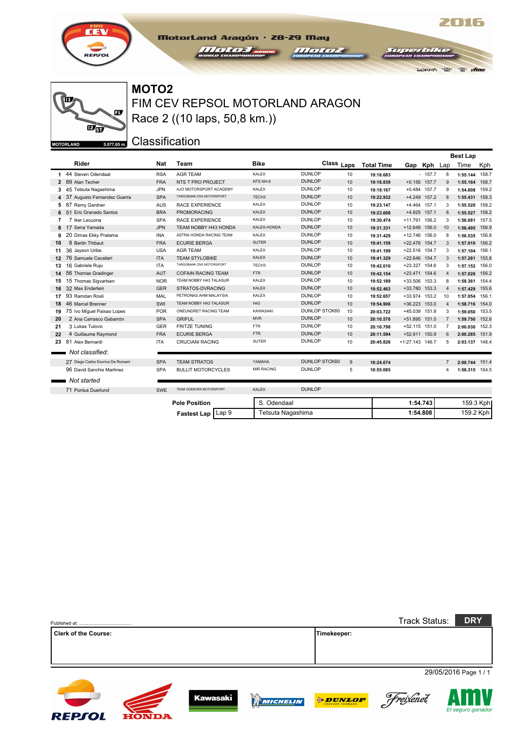# MOTO2

## FIM CEV REPSOL MOTORLAND ARAGON

## Race 2 ((10 laps, 50,8 km.))

## Classification

MotorLand Aragón · 28-29 May 2016

MOTORLAND 5.077,65 m.

| | | Rider | Nat | Team | Bike | Class | Laps | Total Time | Gap | Kph | Best Lap Lap | Best Lap Time | Best Lap Kph |
|---|---|---|---|---|---|---|---|---|---|---|---|---|---|
| 1 | 44 | Steven Odendaal | RSA | AGR TEAM | KALEX | DUNLOP | 10 | 19:18.683 | - | 157.7 | 8 | 1:55.144 | 158.7 |
| 2 | 89 | Alan Techer | FRA | NTS T PRO PROJECT | NTS NH-6 | DUNLOP | 10 | 19:18.839 | +0.156 | 157.7 | 9 | 1:55.164 | 158.7 |
| 3 | 45 | Tetsuta Nagashima | JPN | AJO MOTORSPORT ACADEMY | KALEX | DUNLOP | 10 | 19:19.167 | +0.484 | 157.7 | 9 | 1:54.808 | 159.2 |
| 4 | 37 | Augusto Fernandez Guerra | SPA | TARGOBANK CNS MOTORSPORT | TECH3 | DUNLOP | 10 | 19:22.932 | +4.249 | 157.2 | 8 | 1:55.431 | 158.3 |
| 5 | 87 | Remy Gardner | AUS | RACE EXPERIENCE | KALEX | DUNLOP | 10 | 19:23.147 | +4.464 | 157.1 | 3 | 1:55.520 | 158.2 |
| 6 | 51 | Eric Granado Santos | BRA | PROMORACING | KALEX | DUNLOP | 10 | 19:23.608 | +4.925 | 157.1 | 8 | 1:55.527 | 158.2 |
| 7 | 7 | Iker Lecuona | SPA | RACE EXPERIENCE | KALEX | DUNLOP | 10 | 19:30.474 | +11.791 | 156.2 | 3 | 1:56.081 | 157.5 |
| 8 | 17 | Sena Yamada | JPN | TEAM NOBBY H43 HONDA | KALEX-HONDA | DUNLOP | 10 | 19:31.331 | +12.648 | 156.0 | 10 | 1:56.495 | 156.9 |
| 9 | 20 | Dimas Ekky Pratama | INA | ASTRA HONDA RACING TEAM | KALEX | DUNLOP | 10 | 19:31.429 | +12.746 | 156.0 | 8 | 1:56.535 | 156.8 |
| 10 | 8 | Bertin Thibaut | FRA | ECURIE BERGA | SUTER | DUNLOP | 10 | 19:41.159 | +22.476 | 154.7 | 3 | 1:57.010 | 156.2 |
| 11 | 36 | Jayson Uribe | USA | AGR TEAM | KALEX | DUNLOP | 10 | 19:41.199 | +22.516 | 154.7 | 3 | 1:57.104 | 156.1 |
| 12 | 76 | Samuele Cavalieri | ITA | TEAM STYLOBIKE | KALEX | DUNLOP | 10 | 19:41.329 | +22.646 | 154.7 | 3 | 1:57.281 | 155.8 |
| 13 | 16 | Gabriele Ruju | ITA | TARGOBANK CNS MOTORSPORT | TECH3 | DUNLOP | 10 | 19:42.010 | +23.327 | 154.6 | 3 | 1:57.152 | 156.0 |
| 14 | 56 | Thomas Gradinger | AUT | COFAIN RACING TEAM | FTR | DUNLOP | 10 | 19:42.154 | +23.471 | 154.6 | 4 | 1:57.026 | 156.2 |
| 15 | 15 | Thomas Sigvartsen | NOR | TEAM NOBBY H43 TALASUR | KALEX | DUNLOP | 10 | 19:52.189 | +33.506 | 153.3 | 8 | 1:58.361 | 154.4 |
| 16 | 32 | Max Enderlein | GER | STRATOS-DVRACING | KALEX | DUNLOP | 10 | 19:52.463 | +33.780 | 153.3 | 4 | 1:57.429 | 155.6 |
| 17 | 93 | Ramdan Rosli | MAL | PETRONAS AHM MALAYSIA | KALEX | DUNLOP | 10 | 19:52.657 | +33.974 | 153.2 | 10 | 1:57.054 | 156.1 |
| 18 | 46 | Marcel Brenner | SWI | TEAM NOBBY H43 TALASUR | H43 | DUNLOP | 10 | 19:54.906 | +36.223 | 153.0 | 4 | 1:58.716 | 154.0 |
| 19 | 75 | Ivo Miguel Paixao Lopes | POR | ONEUNDRET RACING TEAM | KAWASAKI | DUNLOP STCK60 | 10 | 20:03.722 | +45.039 | 151.8 | 3 | 1:59.050 | 153.5 |
| 20 | 2 | Ana Carrasco Gabarrón | SPA | GRIFUL | MVR | DUNLOP | 10 | 20:10.578 | +51.895 | 151.0 | 7 | 1:59.750 | 152.6 |
| 21 | 3 | Lukas Tulovic | GER | FRITZE TUNING | FTR | DUNLOP | 10 | 20:10.798 | +52.115 | 151.0 | 7 | 2:00.030 | 152.3 |
| 22 | 4 | Guillaume Raymond | FRA | ECURIE BERGA | FTR | DUNLOP | 10 | 20:11.594 | +52.911 | 150.9 | 6 | 2:00.285 | 151.9 |
| 23 | 81 | Alex Bernardi | ITA | CRUCIANI RACING | SUTER | DUNLOP | 10 | 20:45.826 | +1:27.143 | 146.7 | 5 | 2:03.137 | 148.4 |
| | | *Not classified:* | | | | | | | | | | | |
| | 27 | Diego Carbo Escriva De Romani | SPA | TEAM STRATOS | YAMAHA | DUNLOP STCK60 | 9 | 18:24.674 | | | 7 | 2:00.744 | 151.4 |
| | 96 | David Sanchis Martinez | SPA | BULLIT MOTORCYCLES | MIR RACING | DUNLOP | 5 | 10:55.085 | | | 4 | 1:58.315 | 154.5 |
| | | *Not started* | | | | | | | | | | | |
| | 71 | Pontus Duerlund | SWE | TEAM OGEBORN MOTORSPORT | KALEX | DUNLOP | | | | | | | |

| | | Rider | Time | Kph |
|---|---|---|---|---|
| Pole Position | | S. Odendaal | 1:54.743 | 159.3 Kph |
| Fastest Lap | Lap 9 | Tetsuta Nagashima | 1:54.808 | 159.2 Kph |

Published at: ......................................

Track Status: **DRY**

| Clerk of the Course: | Timekeeper: |
|---|---|
| | |

29/05/2016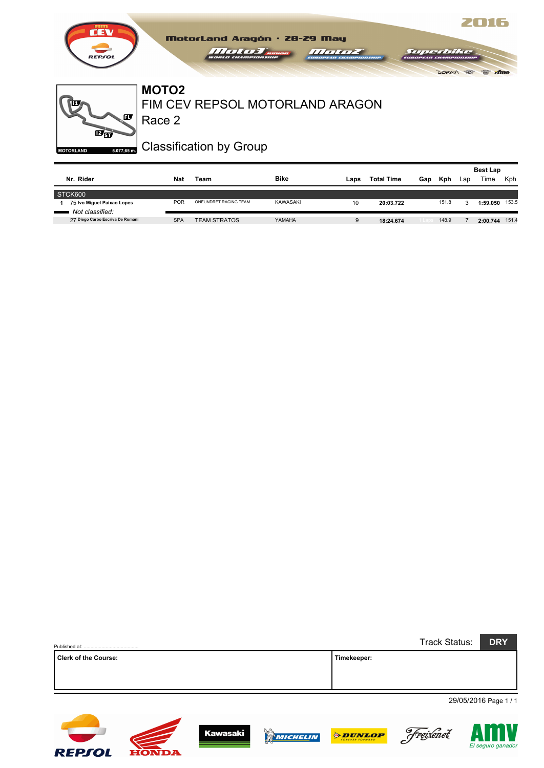# MOTO2

## FIM CEV REPSOL MOTORLAND ARAGON

## Race 2

## Classification by Group

MOTORLAND 5.077,65 m.

| Nr. | Rider | Nat | Team | Bike | Laps | Total Time | Gap | Kph | Best Lap Lap | Best Lap Time | Best Lap Kph |
|---|---|---|---|---|---|---|---|---|---|---|---|
| **STCK600** | | | | | | | | | | | |
| 1 | 75 Ivo Miguel Paixao Lopes | POR | ONEUNDRET RACING TEAM | KAWASAKI | 10 | 20:03.722 | | 151.8 | 3 | 1:59.050 | 153.5 |
| *Not classified:* | | | | | | | | | | | |
| | 27 Diego Carbo Escriva De Romani | SPA | TEAM STRATOS | YAMAHA | 9 | 18:24.674 | 1 Laps | 148.9 | 7 | 2:00.744 | 151.4 |

Published at: .......................................

Track Status: **DRY**

| Clerk of the Course: | Timekeeper: |
|---|---|
| | |

29/05/2016